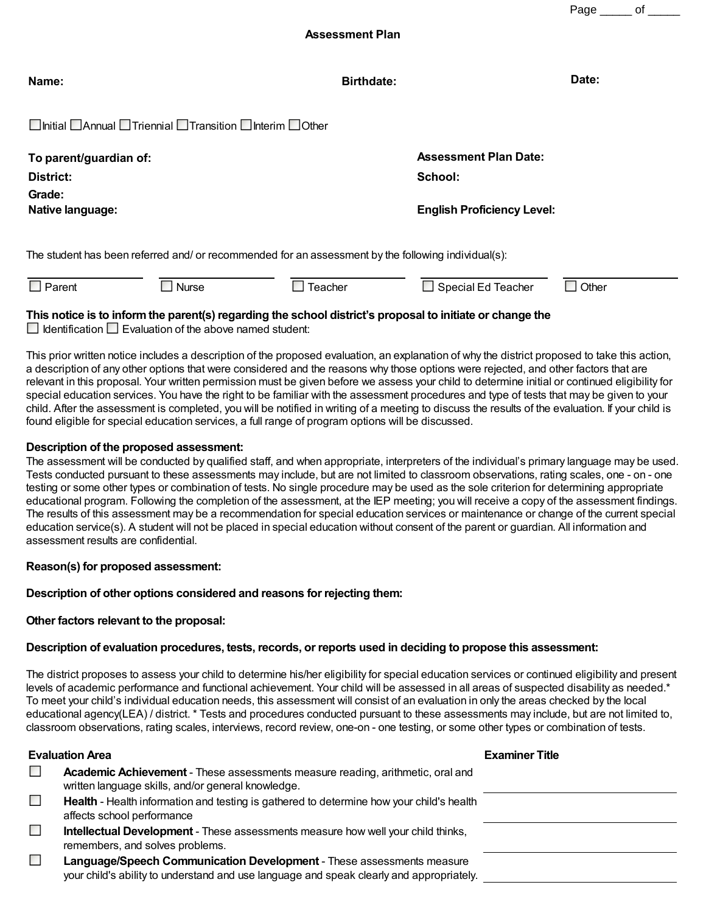# Assessment Plan

**Name:** **Birthdate:** **Date:**

☐ Initial ☐ Annual ☐ Triennial ☐ Transition ☐ Interim ☐ Other

**To parent/guardian of:** **Assessment Plan Date:**

**District:** **School:**

**Grade:**

**Native language:** **English Proficiency Level:**

The student has been referred and/ or recommended for an assessment by the following individual(s):

☐ Parent ☐ Nurse ☐ Teacher ☐ Special Ed Teacher ☐ Other

**This notice is to inform the parent(s) regarding the school district's proposal to initiate or change the**
☐ Identification ☐ Evaluation of the above named student:

This prior written notice includes a description of the proposed evaluation, an explanation of why the district proposed to take this action, a description of any other options that were considered and the reasons why those options were rejected, and other factors that are relevant in this proposal. Your written permission must be given before we assess your child to determine initial or continued eligibility for special education services. You have the right to be familiar with the assessment procedures and type of tests that may be given to your child. After the assessment is completed, you will be notified in writing of a meeting to discuss the results of the evaluation. If your child is found eligible for special education services, a full range of program options will be discussed.

**Description of the proposed assessment:**
The assessment will be conducted by qualified staff, and when appropriate, interpreters of the individual's primary language may be used. Tests conducted pursuant to these assessments may include, but are not limited to classroom observations, rating scales, one - on - one testing or some other types or combination of tests. No single procedure may be used as the sole criterion for determining appropriate educational program. Following the completion of the assessment, at the IEP meeting; you will receive a copy of the assessment findings. The results of this assessment may be a recommendation for special education services or maintenance or change of the current special education service(s). A student will not be placed in special education without consent of the parent or guardian. All information and assessment results are confidential.

**Reason(s) for proposed assessment:**

**Description of other options considered and reasons for rejecting them:**

**Other factors relevant to the proposal:**

**Description of evaluation procedures, tests, records, or reports used in deciding to propose this assessment:**

The district proposes to assess your child to determine his/her eligibility for special education services or continued eligibility and present levels of academic performance and functional achievement. Your child will be assessed in all areas of suspected disability as needed.* To meet your child's individual education needs, this assessment will consist of an evaluation in only the areas checked by the local educational agency(LEA) / district. * Tests and procedures conducted pursuant to these assessments may include, but are not limited to, classroom observations, rating scales, interviews, record review, one-on - one testing, or some other types or combination of tests.

| | Evaluation Area | Examiner Title |
|---|---|---|
| ☐ | **Academic Achievement** - These assessments measure reading, arithmetic, oral and written language skills, and/or general knowledge. | |
| ☐ | **Health** - Health information and testing is gathered to determine how your child's health affects school performance | |
| ☐ | **Intellectual Development** - These assessments measure how well your child thinks, remembers, and solves problems. | |
| ☐ | **Language/Speech Communication Development** - These assessments measure your child's ability to understand and use language and speak clearly and appropriately. | |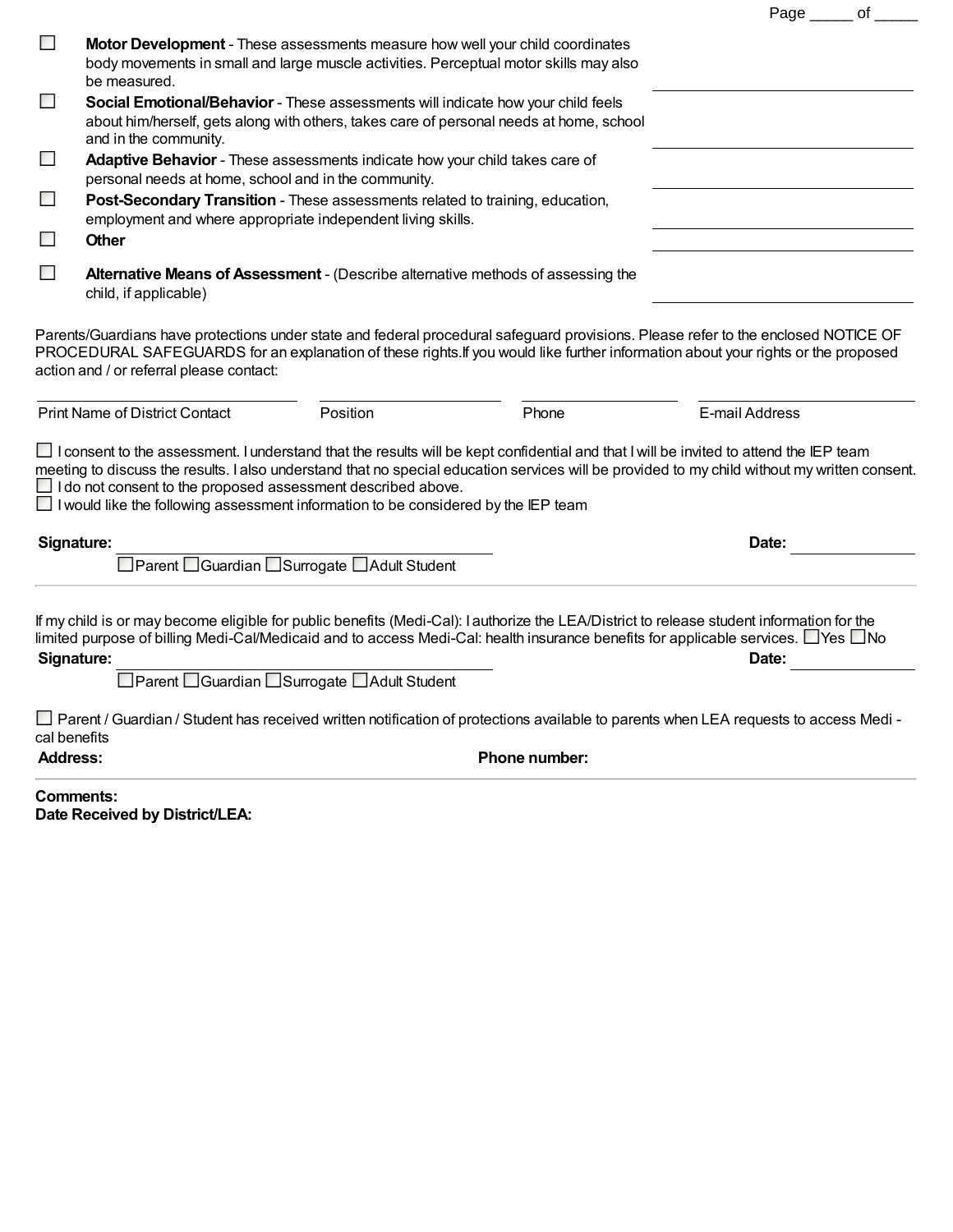- ☐ **Motor Development** - These assessments measure how well your child coordinates body movements in small and large muscle activities. Perceptual motor skills may also be measured. ______________________
- ☐ **Social Emotional/Behavior** - These assessments will indicate how your child feels about him/herself, gets along with others, takes care of personal needs at home, school and in the community. ______________________
- ☐ **Adaptive Behavior** - These assessments indicate how your child takes care of personal needs at home, school and in the community. ______________________
- ☐ **Post-Secondary Transition** - These assessments related to training, education, employment and where appropriate independent living skills. ______________________
- ☐ **Other** ______________________
- ☐ **Alternative Means of Assessment** - (Describe alternative methods of assessing the child, if applicable) ______________________

Parents/Guardians have protections under state and federal procedural safeguard provisions. Please refer to the enclosed NOTICE OF PROCEDURAL SAFEGUARDS for an explanation of these rights.If you would like further information about your rights or the proposed action and / or referral please contact:

| Print Name of District Contact | Position | Phone | E-mail Address |
|---|---|---|---|
| | | | |

☐ I consent to the assessment. I understand that the results will be kept confidential and that I will be invited to attend the IEP team meeting to discuss the results. I also understand that no special education services will be provided to my child without my written consent.
☐ I do not consent to the proposed assessment described above.
☐ I would like the following assessment information to be considered by the IEP team

**Signature:** ______________________ **Date:** ______________
☐Parent ☐Guardian ☐Surrogate ☐Adult Student

---

If my child is or may become eligible for public benefits (Medi-Cal): I authorize the LEA/District to release student information for the limited purpose of billing Medi-Cal/Medicaid and to access Medi-Cal: health insurance benefits for applicable services. ☐Yes ☐No

**Signature:** ______________________ **Date:** ______________
☐Parent ☐Guardian ☐Surrogate ☐Adult Student

☐ Parent / Guardian / Student has received written notification of protections available to parents when LEA requests to access Medi - cal benefits

**Address:** **Phone number:**

---

**Comments:**
**Date Received by District/LEA:**